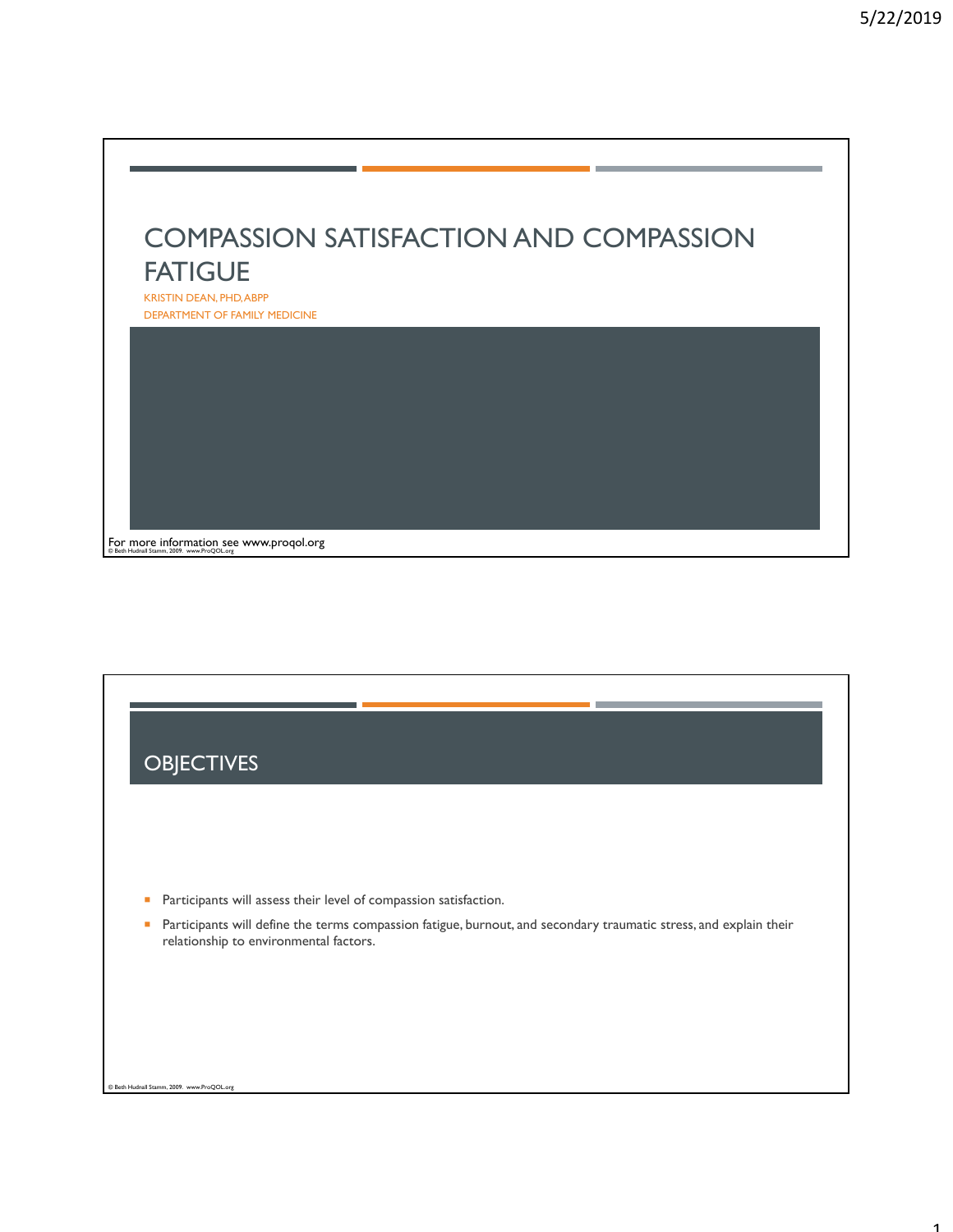# COMPASSION SATISFACTION AND COMPASSION FATIGUE

KRISTIN DEAN, PHD, ABPP

DEPARTMENT OF FAMILY MEDICINE

For more information see www.proqol.org

© Beth Hudnall Stamm, 2009. www.ProQOL.org

## OBJECTIVES

- Participants will assess their level of compassion satisfaction.
- Participants will define the terms compassion fatigue, burnout, and secondary traumatic stress, and explain their relationship to environmental factors.

© Beth Hudnall Stamm, 2009. www.ProQOL.org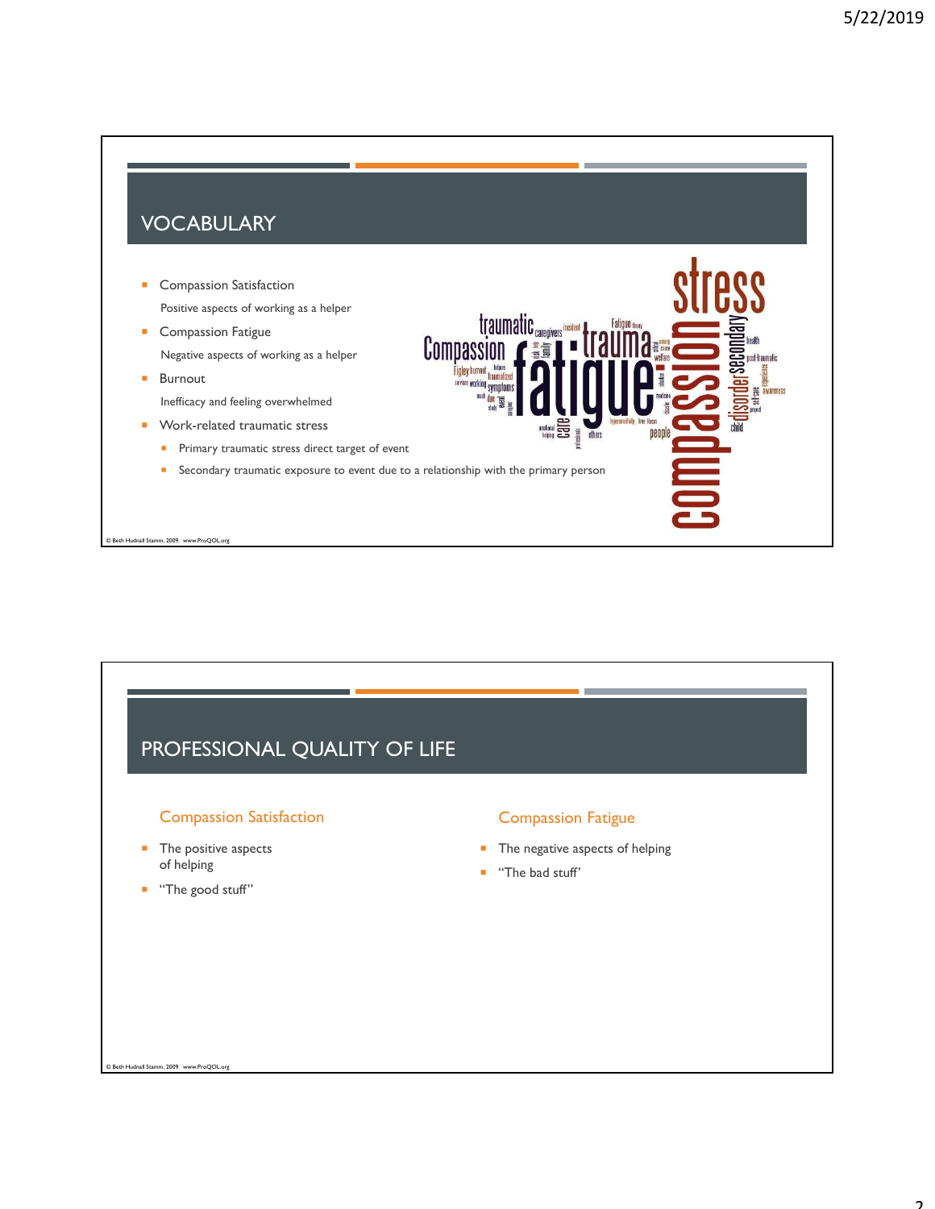## VOCABULARY

- Compassion Satisfaction

  Positive aspects of working as a helper
- Compassion Fatigue

  Negative aspects of working as a helper
- Burnout

  Inefficacy and feeling overwhelmed
- Work-related traumatic stress
  - Primary traumatic stress direct target of event
  - Secondary traumatic exposure to event due to a relationship with the primary person

© Beth Hudnall Stamm, 2009. www.ProQOL.org

## PROFESSIONAL QUALITY OF LIFE

### Compassion Satisfaction

- The positive aspects of helping
- "The good stuff"

### Compassion Fatigue

- The negative aspects of helping
- "The bad stuff'

© Beth Hudnall Stamm, 2009. www.ProQOL.org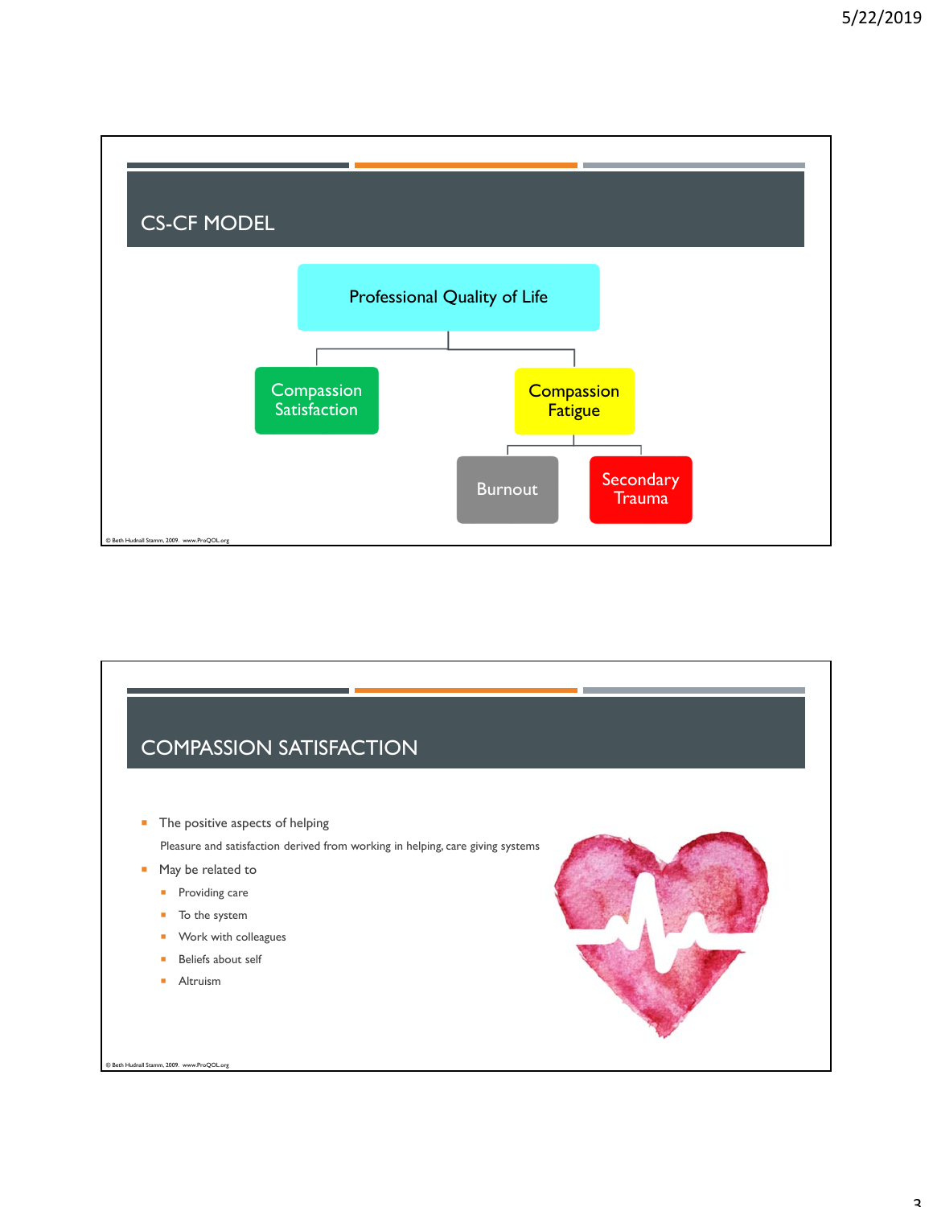## CS-CF MODEL

- Professional Quality of Life
  - Compassion Satisfaction
  - Compassion Fatigue
    - Burnout
    - Secondary Trauma

© Beth Hudnall Stamm, 2009. www.ProQOL.org

## COMPASSION SATISFACTION

- The positive aspects of helping

  Pleasure and satisfaction derived from working in helping, care giving systems

- May be related to
  - Providing care
  - To the system
  - Work with colleagues
  - Beliefs about self
  - Altruism

© Beth Hudnall Stamm, 2009. www.ProQOL.org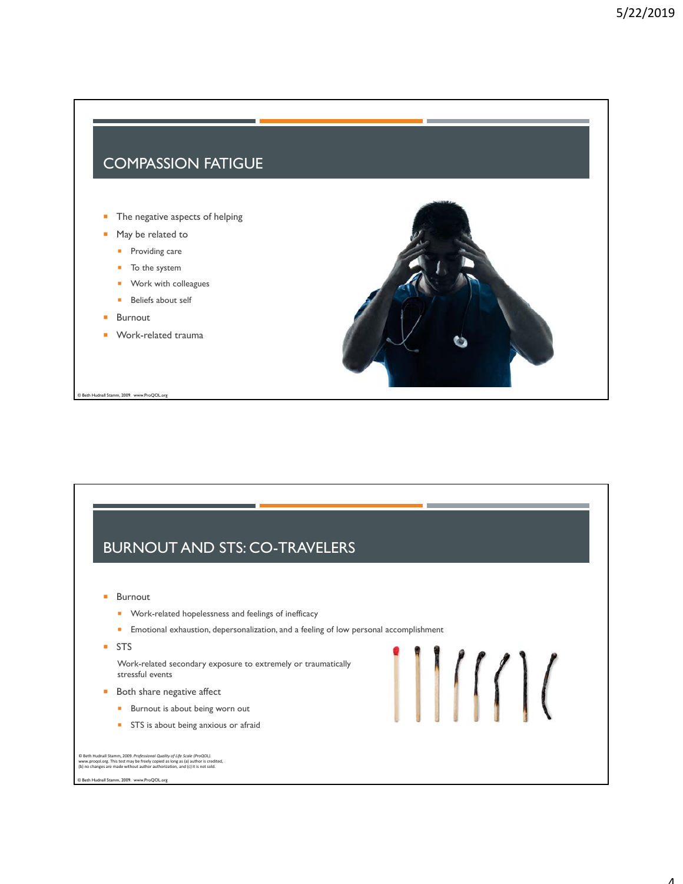## COMPASSION FATIGUE

- The negative aspects of helping
- May be related to
  - Providing care
  - To the system
  - Work with colleagues
  - Beliefs about self
- Burnout
- Work-related trauma

© Beth Hudnall Stamm, 2009. www.ProQOL.org

## BURNOUT AND STS: CO-TRAVELERS

- Burnout
  - Work-related hopelessness and feelings of inefficacy
  - Emotional exhaustion, depersonalization, and a feeling of low personal accomplishment
- STS

  Work-related secondary exposure to extremely or traumatically stressful events
- Both share negative affect
  - Burnout is about being worn out
  - STS is about being anxious or afraid

© Beth Hudnall Stamm, 2009. *Professional Quality of Life Scale (ProQOL).* www.proqol.org. This test may be freely copied as long as (a) author is credited, (b) no changes are made without author authorization, and (c) it is not sold.

© Beth Hudnall Stamm, 2009. www.ProQOL.org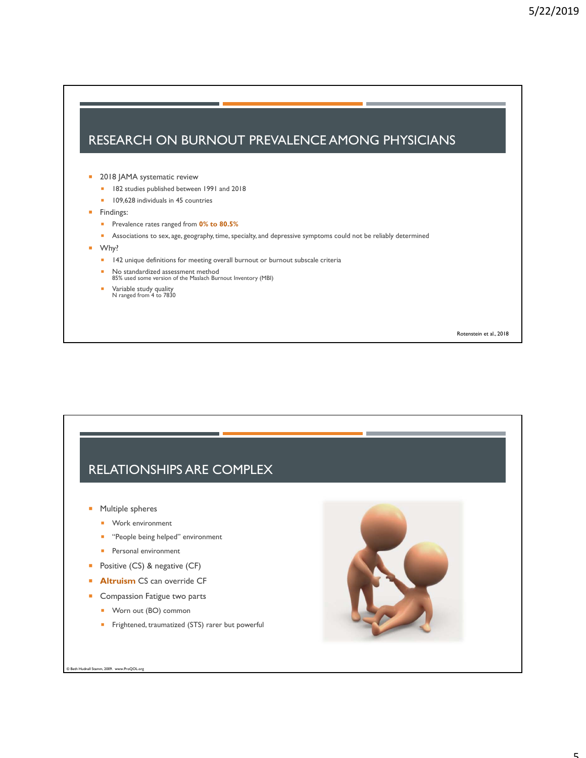## RESEARCH ON BURNOUT PREVALENCE AMONG PHYSICIANS

- 2018 JAMA systematic review
  - 182 studies published between 1991 and 2018
  - 109,628 individuals in 45 countries
- Findings:
  - Prevalence rates ranged from **0% to 80.5%**
  - Associations to sex, age, geography, time, specialty, and depressive symptoms could not be reliably determined
- Why?
  - 142 unique definitions for meeting overall burnout or burnout subscale criteria
  - No standardized assessment method
    85% used some version of the Maslach Burnout Inventory (MBI)
  - Variable study quality
    N ranged from 4 to 7830

Rotenstein et al., 2018

## RELATIONSHIPS ARE COMPLEX

- Multiple spheres
  - Work environment
  - "People being helped" environment
  - Personal environment
- Positive (CS) & negative (CF)
- **Altruism** CS can override CF
- Compassion Fatigue two parts
  - Worn out (BO) common
  - Frightened, traumatized (STS) rarer but powerful

© Beth Hudnall Stamm, 2009. www.ProQOL.org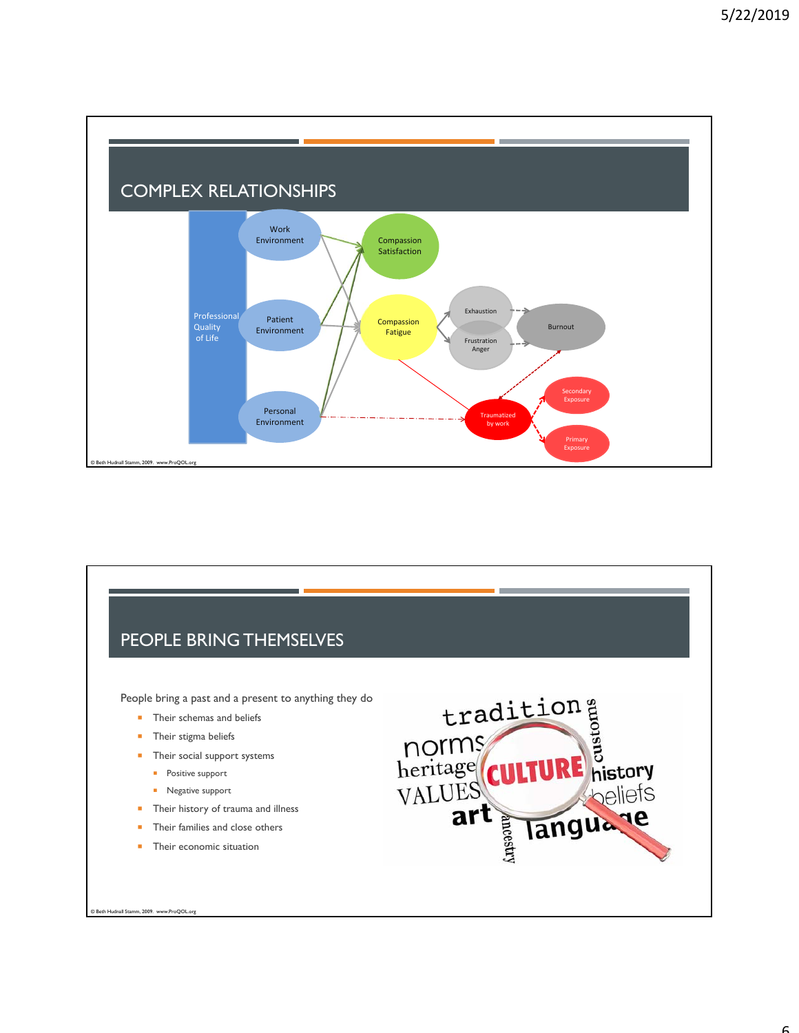## COMPLEX RELATIONSHIPS

Professional Quality of Life

Work Environment

Patient Environment

Personal Environment

Compassion Satisfaction

Compassion Fatigue

Exhaustion

Frustration Anger

Burnout

Traumatized by work

Secondary Exposure

Primary Exposure

© Beth Hudnall Stamm, 2009. www.ProQOL.org

## PEOPLE BRING THEMSELVES

People bring a past and a present to anything they do

- Their schemas and beliefs
- Their stigma beliefs
- Their social support systems
  - Positive support
  - Negative support
- Their history of trauma and illness
- Their families and close others
- Their economic situation

© Beth Hudnall Stamm, 2009. www.ProQOL.org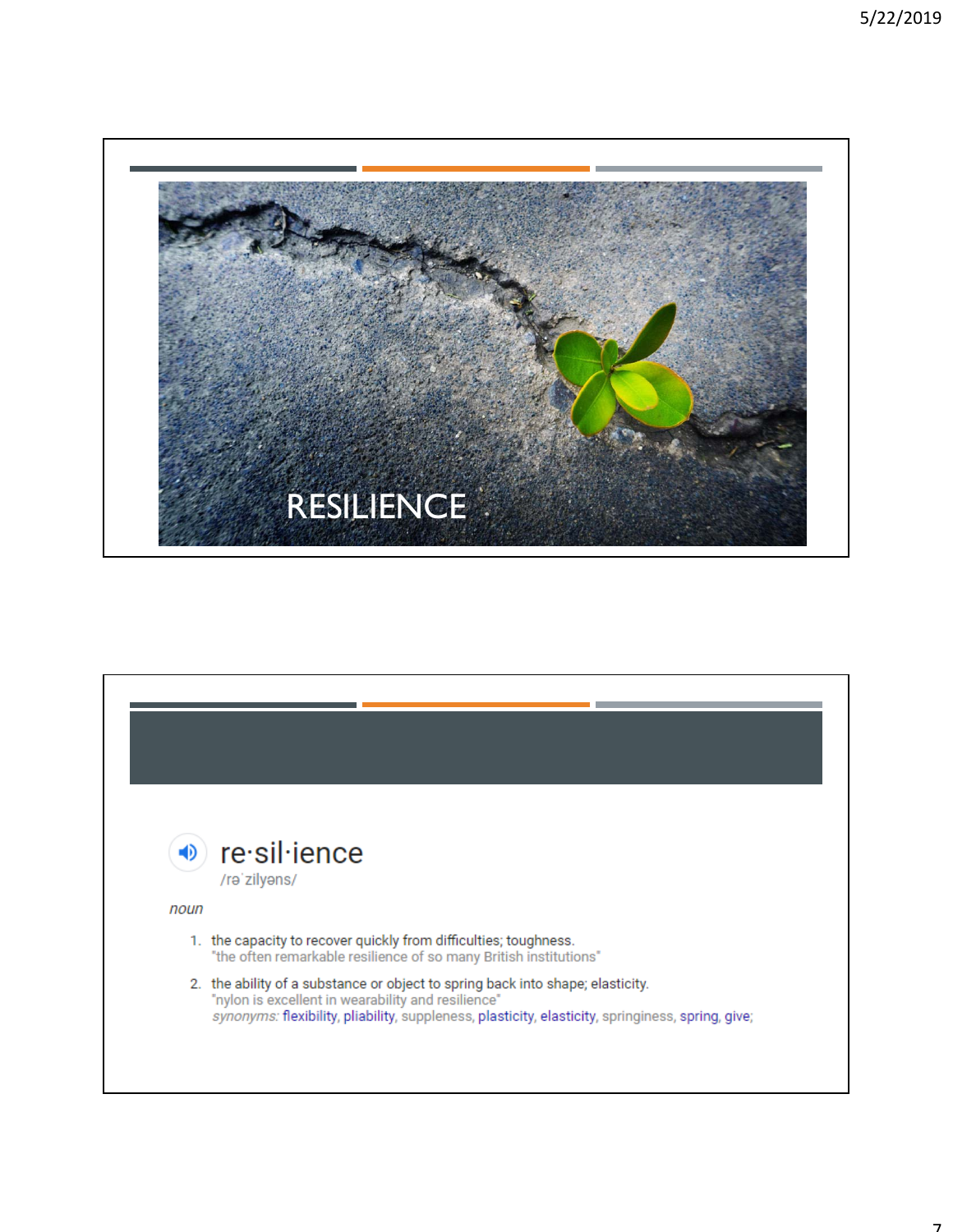# RESILIENCE

re·sil·ience
/rəˈzilyəns/

*noun*

1. the capacity to recover quickly from difficulties; toughness.
   "the often remarkable resilience of so many British institutions"
2. the ability of a substance or object to spring back into shape; elasticity.
   "nylon is excellent in wearability and resilience"
   *synonyms:* flexibility, pliability, suppleness, plasticity, elasticity, springiness, spring, give;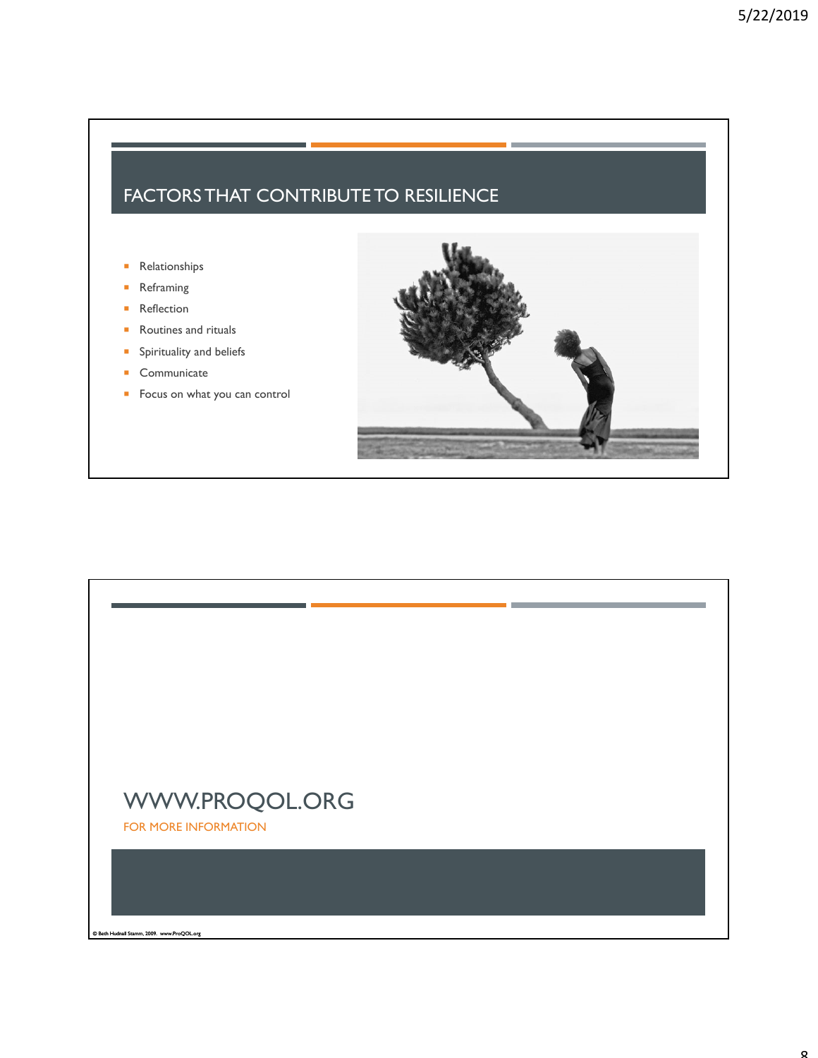## FACTORS THAT CONTRIBUTE TO RESILIENCE

- Relationships
- Reframing
- Reflection
- Routines and rituals
- Spirituality and beliefs
- Communicate
- Focus on what you can control

# WWW.PROQOL.ORG

FOR MORE INFORMATION

© Beth Hudnall Stamm, 2009. www.ProQOL.org